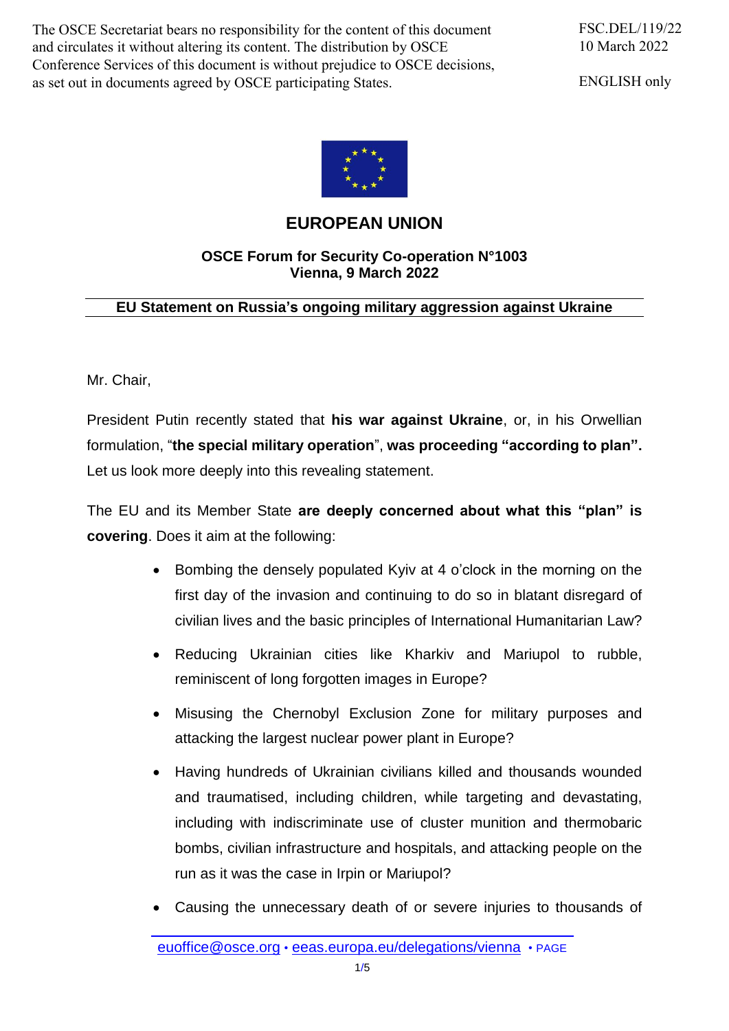The OSCE Secretariat bears no responsibility for the content of this document and circulates it without altering its content. The distribution by OSCE Conference Services of this document is without prejudice to OSCE decisions, as set out in documents agreed by OSCE participating States.

FSC.DEL/119/22
10 March 2022

ENGLISH only

# EUROPEAN UNION

**OSCE Forum for Security Co-operation N°1003**
**Vienna, 9 March 2022**

## EU Statement on Russia's ongoing military aggression against Ukraine

Mr. Chair,

President Putin recently stated that **his war against Ukraine**, or, in his Orwellian formulation, "**the special military operation**", **was proceeding "according to plan".** Let us look more deeply into this revealing statement.

The EU and its Member State **are deeply concerned about what this "plan" is covering**. Does it aim at the following:

- Bombing the densely populated Kyiv at 4 o'clock in the morning on the first day of the invasion and continuing to do so in blatant disregard of civilian lives and the basic principles of International Humanitarian Law?
- Reducing Ukrainian cities like Kharkiv and Mariupol to rubble, reminiscent of long forgotten images in Europe?
- Misusing the Chernobyl Exclusion Zone for military purposes and attacking the largest nuclear power plant in Europe?
- Having hundreds of Ukrainian civilians killed and thousands wounded and traumatised, including children, while targeting and devastating, including with indiscriminate use of cluster munition and thermobaric bombs, civilian infrastructure and hospitals, and attacking people on the run as it was the case in Irpin or Mariupol?
- Causing the unnecessary death of or severe injuries to thousands of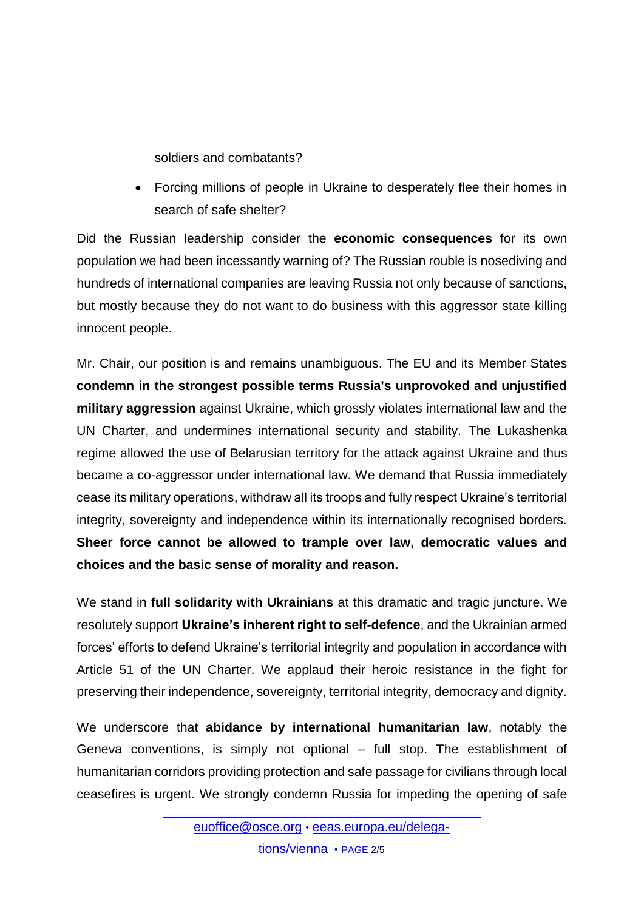soldiers and combatants?

- Forcing millions of people in Ukraine to desperately flee their homes in search of safe shelter?

Did the Russian leadership consider the **economic consequences** for its own population we had been incessantly warning of? The Russian rouble is nosediving and hundreds of international companies are leaving Russia not only because of sanctions, but mostly because they do not want to do business with this aggressor state killing innocent people.

Mr. Chair, our position is and remains unambiguous. The EU and its Member States **condemn in the strongest possible terms Russia's unprovoked and unjustified military aggression** against Ukraine, which grossly violates international law and the UN Charter, and undermines international security and stability. The Lukashenka regime allowed the use of Belarusian territory for the attack against Ukraine and thus became a co-aggressor under international law. We demand that Russia immediately cease its military operations, withdraw all its troops and fully respect Ukraine's territorial integrity, sovereignty and independence within its internationally recognised borders. **Sheer force cannot be allowed to trample over law, democratic values and choices and the basic sense of morality and reason.**

We stand in **full solidarity with Ukrainians** at this dramatic and tragic juncture. We resolutely support **Ukraine's inherent right to self-defence**, and the Ukrainian armed forces' efforts to defend Ukraine's territorial integrity and population in accordance with Article 51 of the UN Charter. We applaud their heroic resistance in the fight for preserving their independence, sovereignty, territorial integrity, democracy and dignity.

We underscore that **abidance by international humanitarian law**, notably the Geneva conventions, is simply not optional – full stop. The establishment of humanitarian corridors providing protection and safe passage for civilians through local ceasefires is urgent. We strongly condemn Russia for impeding the opening of safe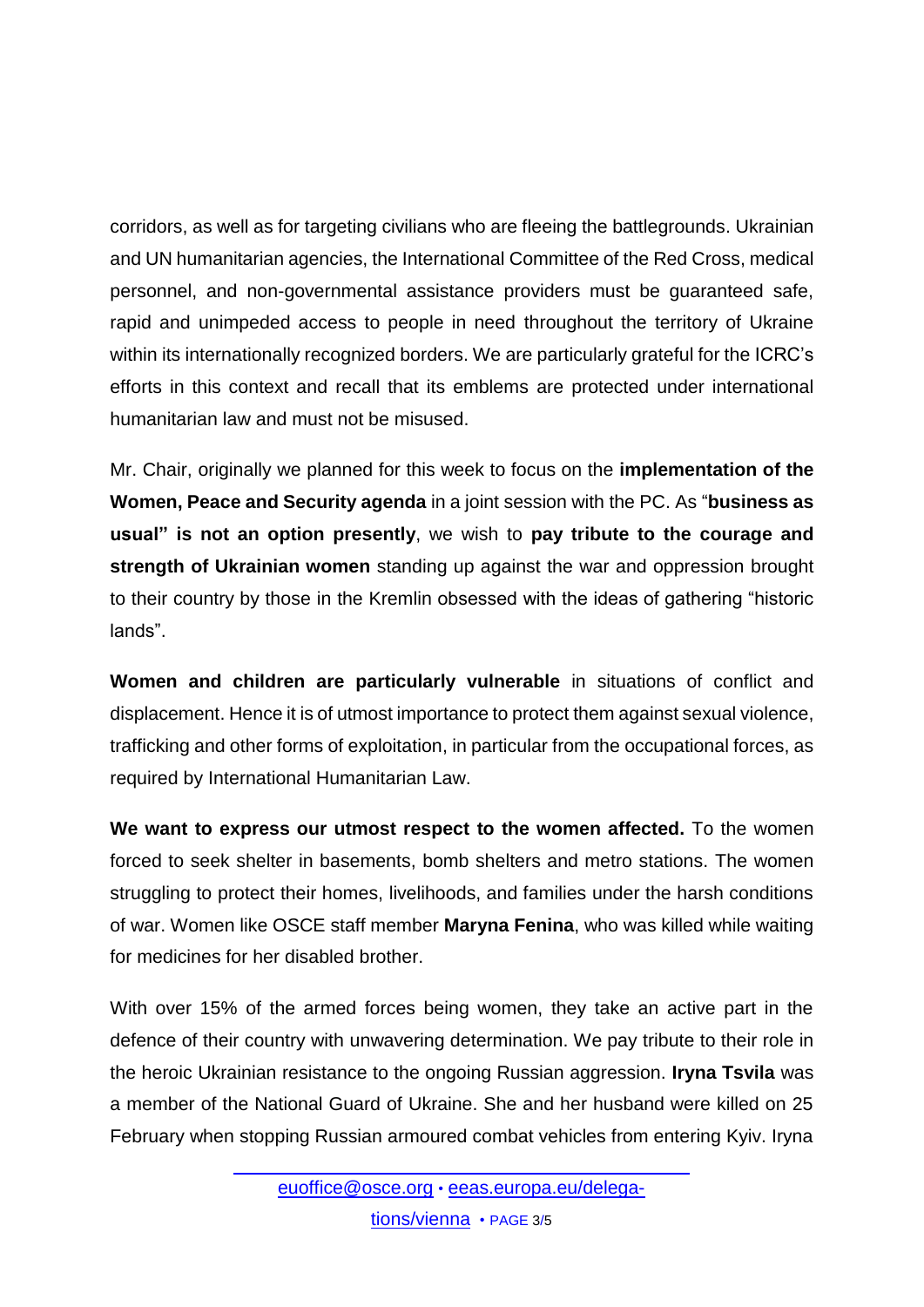corridors, as well as for targeting civilians who are fleeing the battlegrounds. Ukrainian and UN humanitarian agencies, the International Committee of the Red Cross, medical personnel, and non-governmental assistance providers must be guaranteed safe, rapid and unimpeded access to people in need throughout the territory of Ukraine within its internationally recognized borders. We are particularly grateful for the ICRC's efforts in this context and recall that its emblems are protected under international humanitarian law and must not be misused.

Mr. Chair, originally we planned for this week to focus on the **implementation of the Women, Peace and Security agenda** in a joint session with the PC. As "**business as usual" is not an option presently**, we wish to **pay tribute to the courage and strength of Ukrainian women** standing up against the war and oppression brought to their country by those in the Kremlin obsessed with the ideas of gathering "historic lands".

**Women and children are particularly vulnerable** in situations of conflict and displacement. Hence it is of utmost importance to protect them against sexual violence, trafficking and other forms of exploitation, in particular from the occupational forces, as required by International Humanitarian Law.

**We want to express our utmost respect to the women affected.** To the women forced to seek shelter in basements, bomb shelters and metro stations. The women struggling to protect their homes, livelihoods, and families under the harsh conditions of war. Women like OSCE staff member **Maryna Fenina**, who was killed while waiting for medicines for her disabled brother.

With over 15% of the armed forces being women, they take an active part in the defence of their country with unwavering determination. We pay tribute to their role in the heroic Ukrainian resistance to the ongoing Russian aggression. **Iryna Tsvila** was a member of the National Guard of Ukraine. She and her husband were killed on 25 February when stopping Russian armoured combat vehicles from entering Kyiv. Iryna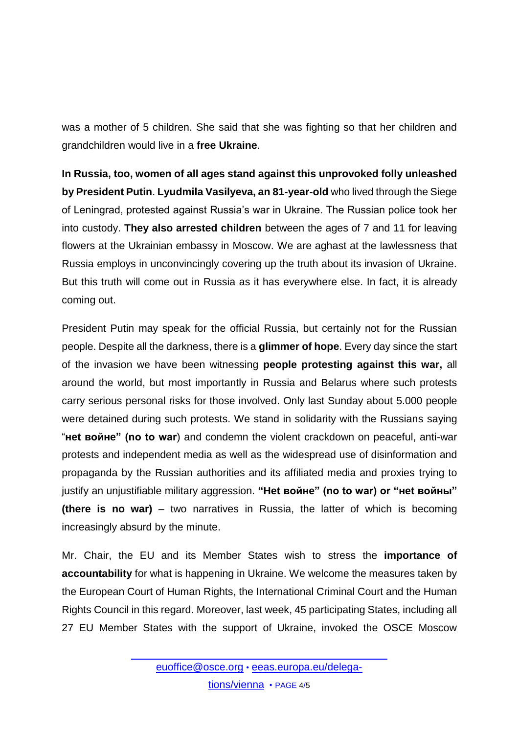was a mother of 5 children. She said that she was fighting so that her children and grandchildren would live in a **free Ukraine**.

**In Russia, too, women of all ages stand against this unprovoked folly unleashed by President Putin**. **Lyudmila Vasilyeva, an 81-year-old** who lived through the Siege of Leningrad, protested against Russia's war in Ukraine. The Russian police took her into custody. **They also arrested children** between the ages of 7 and 11 for leaving flowers at the Ukrainian embassy in Moscow. We are aghast at the lawlessness that Russia employs in unconvincingly covering up the truth about its invasion of Ukraine. But this truth will come out in Russia as it has everywhere else. In fact, it is already coming out.

President Putin may speak for the official Russia, but certainly not for the Russian people. Despite all the darkness, there is a **glimmer of hope**. Every day since the start of the invasion we have been witnessing **people protesting against this war,** all around the world, but most importantly in Russia and Belarus where such protests carry serious personal risks for those involved. Only last Sunday about 5.000 people were detained during such protests. We stand in solidarity with the Russians saying "**нет войне" (no to war**) and condemn the violent crackdown on peaceful, anti-war protests and independent media as well as the widespread use of disinformation and propaganda by the Russian authorities and its affiliated media and proxies trying to justify an unjustifiable military aggression. **"Нет войне" (no to war) or "нет войны" (there is no war)** – two narratives in Russia, the latter of which is becoming increasingly absurd by the minute.

Mr. Chair, the EU and its Member States wish to stress the **importance of accountability** for what is happening in Ukraine. We welcome the measures taken by the European Court of Human Rights, the International Criminal Court and the Human Rights Council in this regard. Moreover, last week, 45 participating States, including all 27 EU Member States with the support of Ukraine, invoked the OSCE Moscow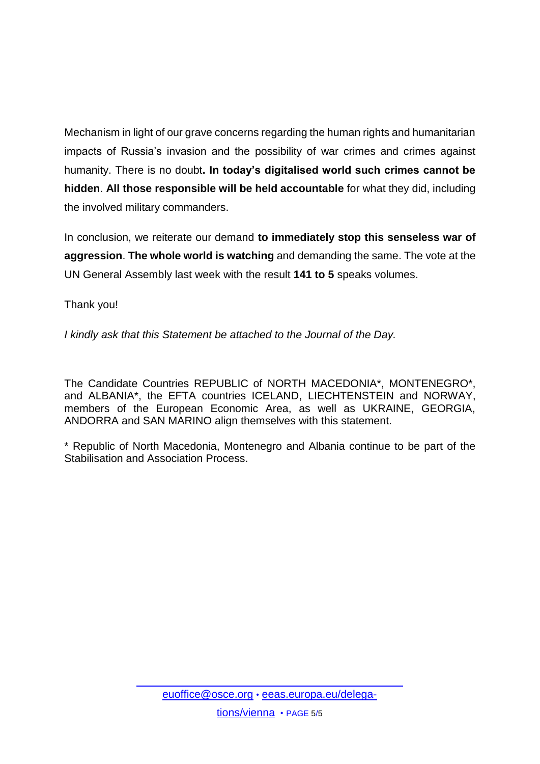Mechanism in light of our grave concerns regarding the human rights and humanitarian impacts of Russia's invasion and the possibility of war crimes and crimes against humanity. There is no doubt**. In today's digitalised world such crimes cannot be hidden**. **All those responsible will be held accountable** for what they did, including the involved military commanders.

In conclusion, we reiterate our demand **to immediately stop this senseless war of aggression**. **The whole world is watching** and demanding the same. The vote at the UN General Assembly last week with the result **141 to 5** speaks volumes.

Thank you!

*I kindly ask that this Statement be attached to the Journal of the Day.*

The Candidate Countries REPUBLIC of NORTH MACEDONIA*, MONTENEGRO*, and ALBANIA*, the EFTA countries ICELAND, LIECHTENSTEIN and NORWAY, members of the European Economic Area, as well as UKRAINE, GEORGIA, ANDORRA and SAN MARINO align themselves with this statement.

* Republic of North Macedonia, Montenegro and Albania continue to be part of the Stabilisation and Association Process.